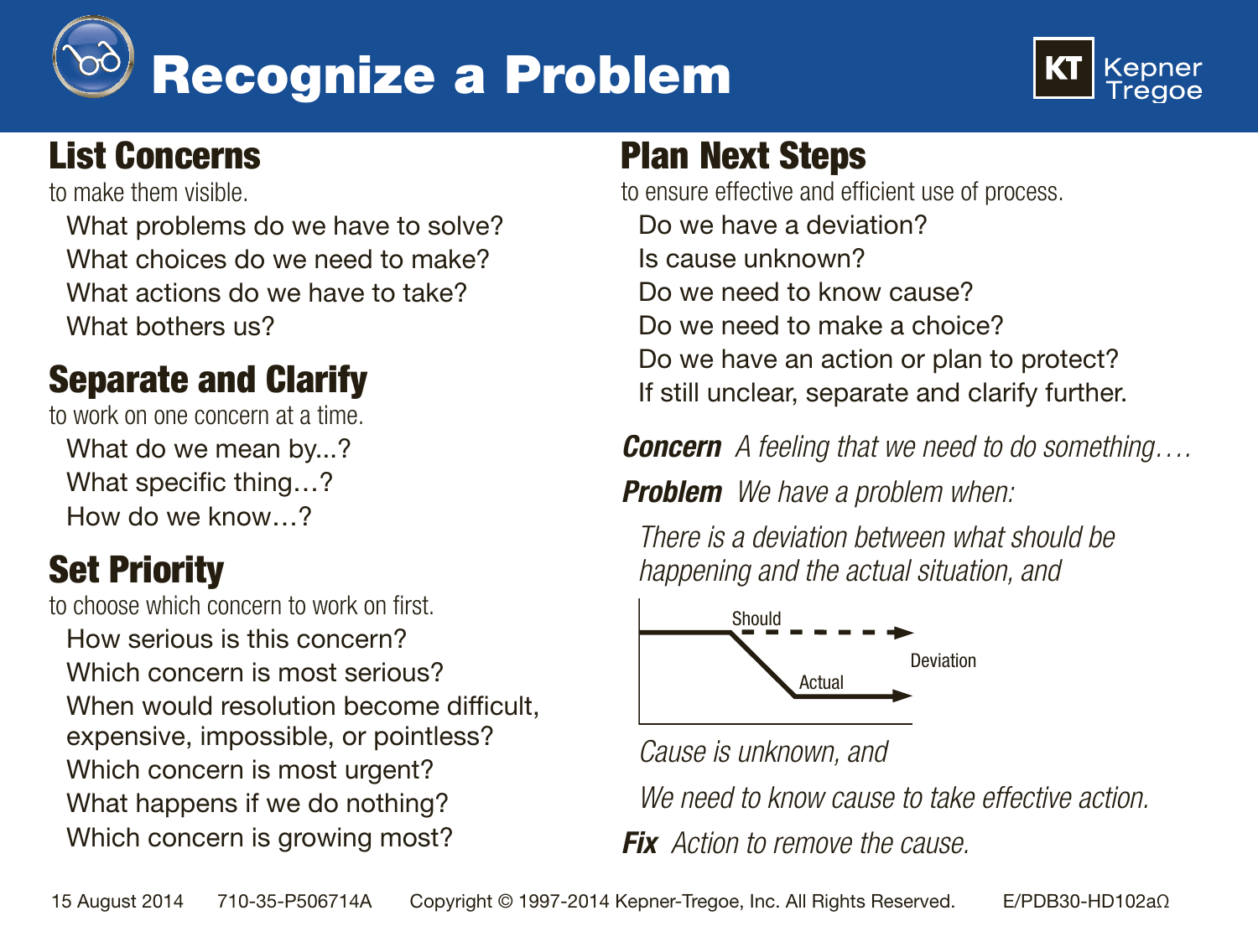# Recognize a Problem

Kepner Tregoe

## List Concerns

to make them visible.

- What problems do we have to solve?
- What choices do we need to make?
- What actions do we have to take?
- What bothers us?

## Separate and Clarify

to work on one concern at a time.

- What do we mean by...?
- What specific thing…?
- How do we know…?

## Set Priority

to choose which concern to work on first.

- How serious is this concern?
- Which concern is most serious?
- When would resolution become difficult, expensive, impossible, or pointless?
- Which concern is most urgent?
- What happens if we do nothing?
- Which concern is growing most?

## Plan Next Steps

to ensure effective and efficient use of process.

- Do we have a deviation?
- Is cause unknown?
- Do we need to know cause?
- Do we need to make a choice?
- Do we have an action or plan to protect?
- If still unclear, separate and clarify further.

***Concern*** *A feeling that we need to do something….*

***Problem*** *We have a problem when:*

*There is a deviation between what should be happening and the actual situation, and*

Should — Deviation — Actual

*Cause is unknown, and*

*We need to know cause to take effective action.*

***Fix*** *Action to remove the cause.*

15 August 2014 710-35-P506714A Copyright © 1997-2014 Kepner-Tregoe, Inc. All Rights Reserved. E/PDB30-HD102aΩ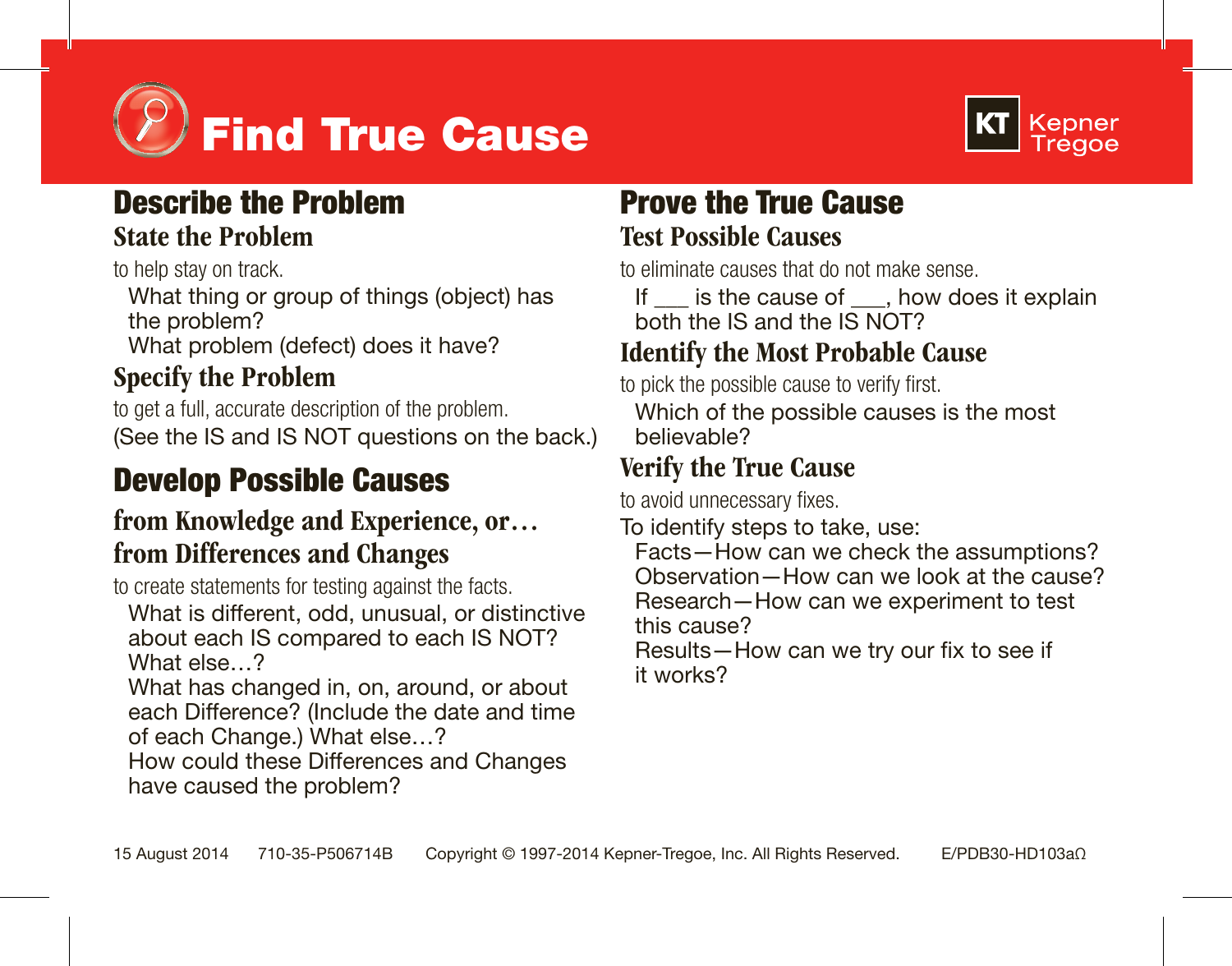# Find True Cause

Kepner Tregoe

## Describe the Problem

### State the Problem

to help stay on track.

What thing or group of things (object) has the problem?
What problem (defect) does it have?

### Specify the Problem

to get a full, accurate description of the problem.
(See the IS and IS NOT questions on the back.)

## Develop Possible Causes

### from Knowledge and Experience, or… from Differences and Changes

to create statements for testing against the facts.

What is different, odd, unusual, or distinctive about each IS compared to each IS NOT? What else…?
What has changed in, on, around, or about each Difference? (Include the date and time of each Change.) What else…?
How could these Differences and Changes have caused the problem?

## Prove the True Cause

### Test Possible Causes

to eliminate causes that do not make sense.

If ___ is the cause of ___, how does it explain both the IS and the IS NOT?

### Identify the Most Probable Cause

to pick the possible cause to verify first.

Which of the possible causes is the most believable?

### Verify the True Cause

to avoid unnecessary fixes.

To identify steps to take, use:

Facts—How can we check the assumptions?
Observation—How can we look at the cause?
Research—How can we experiment to test this cause?
Results—How can we try our fix to see if it works?

15 August 2014 710-35-P506714B Copyright © 1997-2014 Kepner-Tregoe, Inc. All Rights Reserved. E/PDB30-HD103aΩ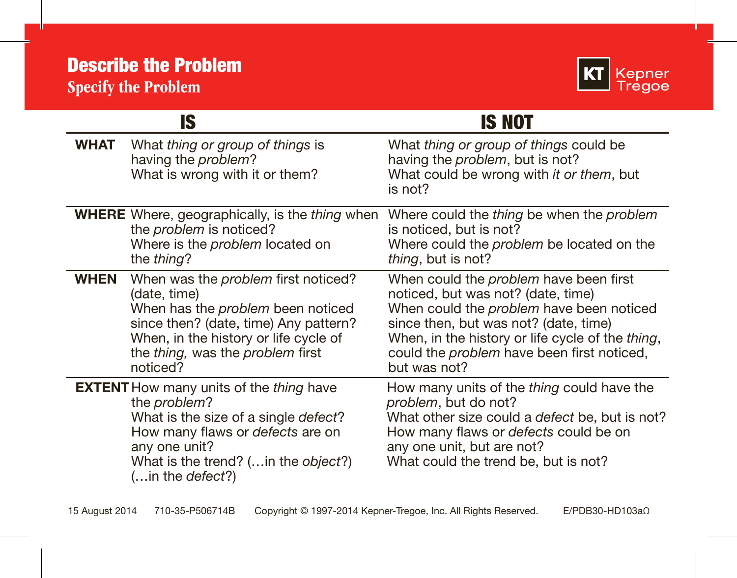# Describe the Problem

## Specify the Problem

Kepner Tregoe

| | IS | IS NOT |
|---|---|---|
| **WHAT** | What *thing or group of things* is having the *problem*?<br>What is wrong with it or them? | What *thing or group of things* could be having the *problem*, but is not?<br>What could be wrong with *it or them*, but is not? |
| **WHERE** | Where, geographically, is the *thing* when the *problem* is noticed?<br>Where is the *problem* located on the *thing*? | Where could the *thing* be when the *problem* is noticed, but is not?<br>Where could the *problem* be located on the *thing*, but is not? |
| **WHEN** | When was the *problem* first noticed? (date, time)<br>When has the *problem* been noticed since then? (date, time) Any pattern?<br>When, in the history or life cycle of the *thing,* was the *problem* first noticed? | When could the *problem* have been first noticed, but was not? (date, time)<br>When could the *problem* have been noticed since then, but was not? (date, time)<br>When, in the history or life cycle of the *thing*, could the *problem* have been first noticed, but was not? |
| **EXTENT** | How many units of the *thing* have the *problem*?<br>What is the size of a single *defect*?<br>How many flaws or *defects* are on any one unit?<br>What is the trend? (…in the *object*?) (…in the *defect*?) | How many units of the *thing* could have the *problem*, but do not?<br>What other size could a *defect* be, but is not?<br>How many flaws or *defects* could be on any one unit, but are not?<br>What could the trend be, but is not? |

15 August 2014 710-35-P506714B Copyright © 1997-2014 Kepner-Tregoe, Inc. All Rights Reserved. E/PDB30-HD103aΩ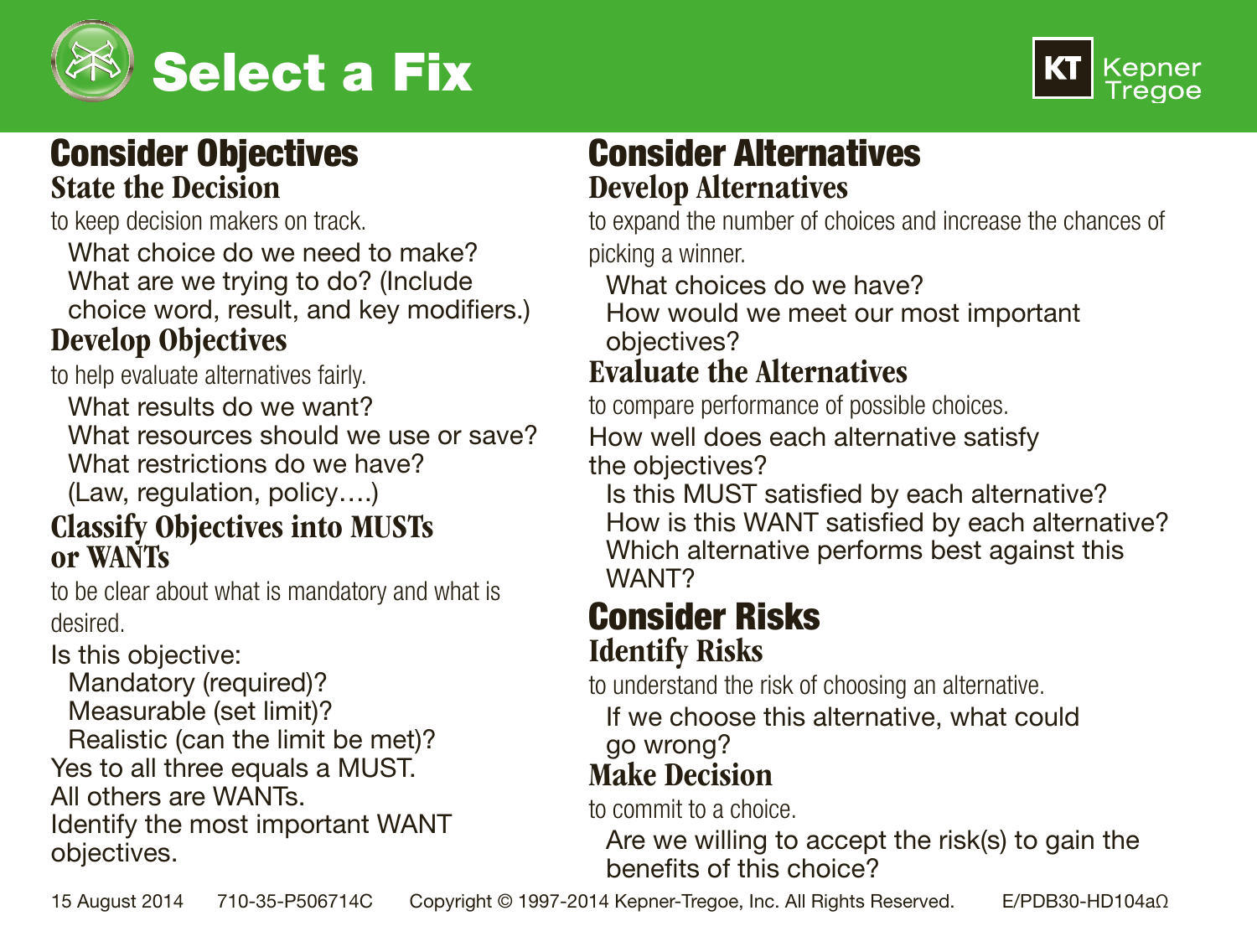# Select a Fix

Kepner Tregoe

## Consider Objectives

### State the Decision

to keep decision makers on track.

- What choice do we need to make?
- What are we trying to do? (Include choice word, result, and key modifiers.)

### Develop Objectives

to help evaluate alternatives fairly.

- What results do we want?
- What resources should we use or save?
- What restrictions do we have? (Law, regulation, policy….)

### Classify Objectives into MUSTs or WANTs

to be clear about what is mandatory and what is desired.

Is this objective:

- Mandatory (required)?
- Measurable (set limit)?
- Realistic (can the limit be met)?

Yes to all three equals a MUST.
All others are WANTs.
Identify the most important WANT objectives.

## Consider Alternatives

### Develop Alternatives

to expand the number of choices and increase the chances of picking a winner.

- What choices do we have?
- How would we meet our most important objectives?

### Evaluate the Alternatives

to compare performance of possible choices.

How well does each alternative satisfy the objectives?

- Is this MUST satisfied by each alternative?
- How is this WANT satisfied by each alternative?
- Which alternative performs best against this WANT?

## Consider Risks

### Identify Risks

to understand the risk of choosing an alternative.

- If we choose this alternative, what could go wrong?

### Make Decision

to commit to a choice.

- Are we willing to accept the risk(s) to gain the benefits of this choice?

15 August 2014 710-35-P506714C Copyright © 1997-2014 Kepner-Tregoe, Inc. All Rights Reserved. E/PDB30-HD104aΩ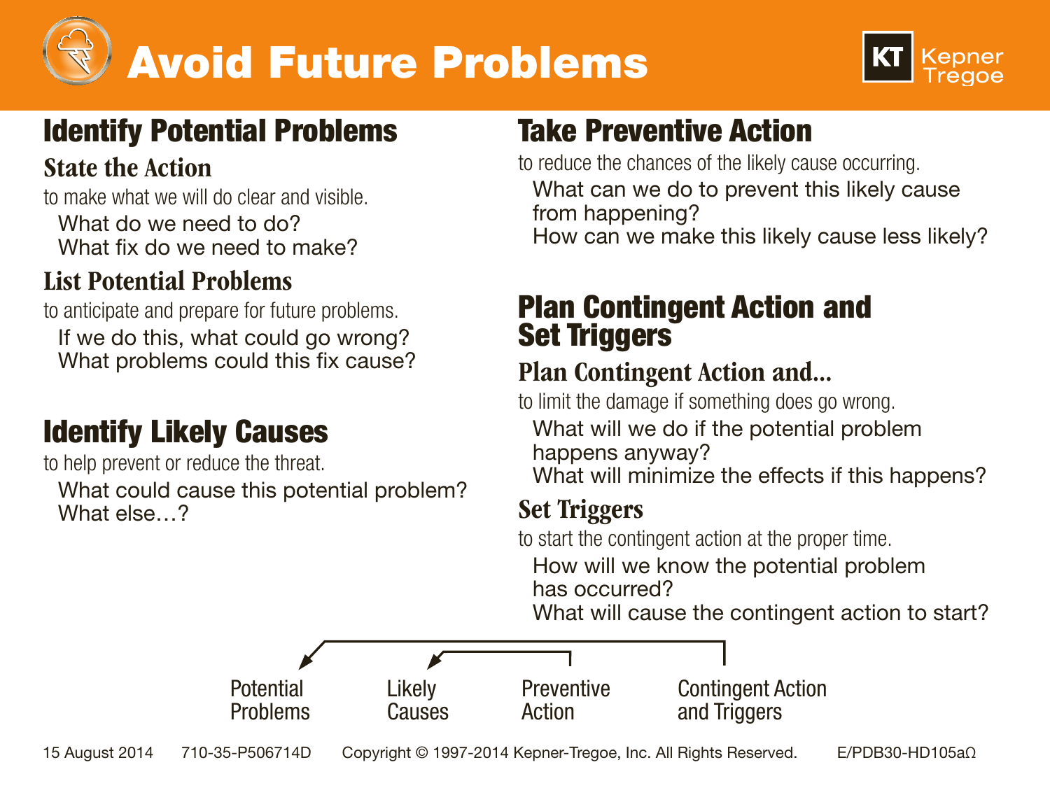# Avoid Future Problems

Kepner Tregoe

## Identify Potential Problems

### State the Action

to make what we will do clear and visible.

What do we need to do?
What fix do we need to make?

### List Potential Problems

to anticipate and prepare for future problems.

If we do this, what could go wrong?
What problems could this fix cause?

## Identify Likely Causes

to help prevent or reduce the threat.

What could cause this potential problem?
What else…?

## Take Preventive Action

to reduce the chances of the likely cause occurring.

What can we do to prevent this likely cause from happening?
How can we make this likely cause less likely?

## Plan Contingent Action and Set Triggers

### Plan Contingent Action and...

to limit the damage if something does go wrong.

What will we do if the potential problem happens anyway?
What will minimize the effects if this happens?

### Set Triggers

to start the contingent action at the proper time.

How will we know the potential problem has occurred?
What will cause the contingent action to start?

Potential Problems | Likely Causes | Preventive Action | Contingent Action and Triggers

15 August 2014 710-35-P506714D Copyright © 1997-2014 Kepner-Tregoe, Inc. All Rights Reserved. E/PDB30-HD105aΩ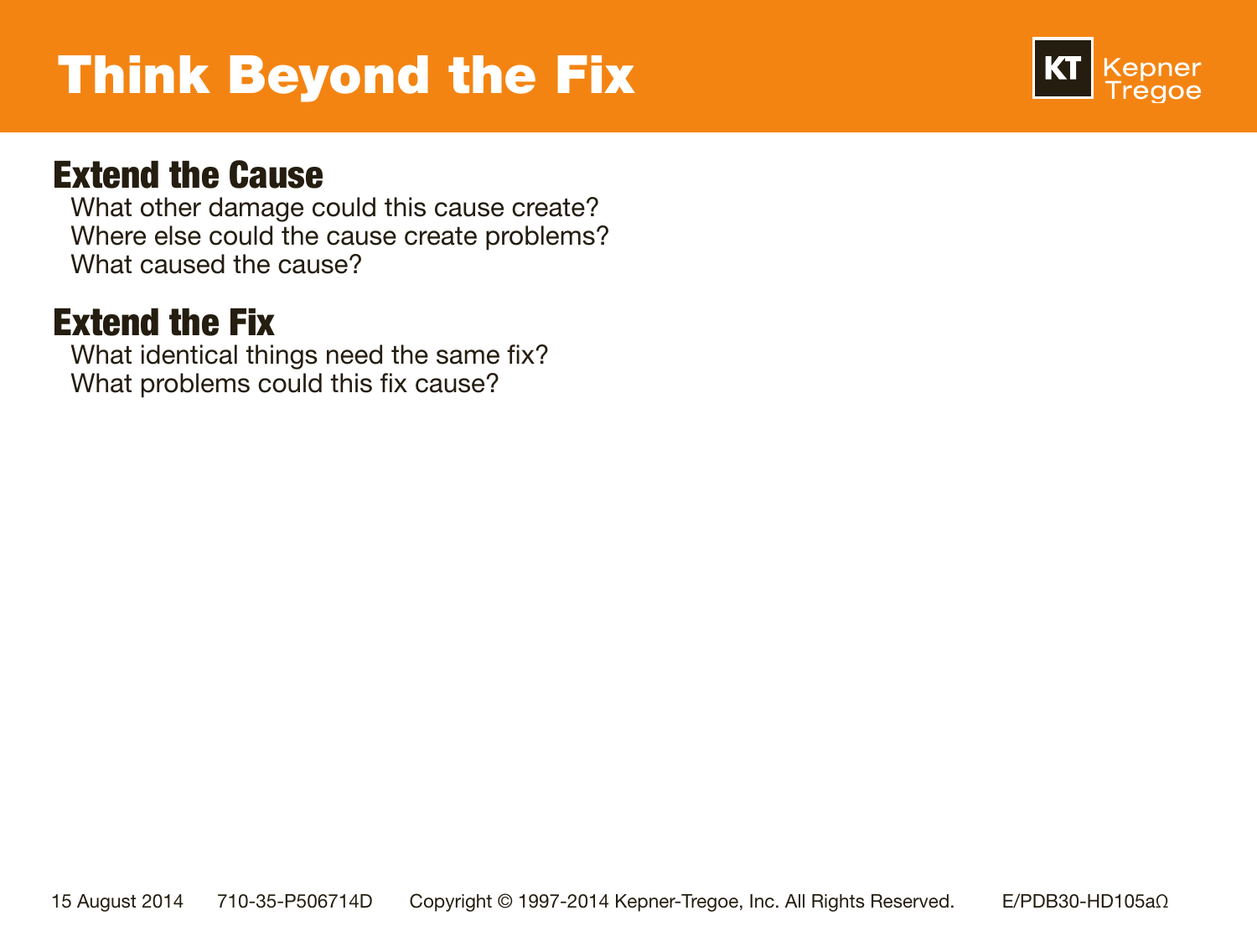# Think Beyond the Fix

## Extend the Cause

What other damage could this cause create?
Where else could the cause create problems?
What caused the cause?

## Extend the Fix

What identical things need the same fix?
What problems could this fix cause?